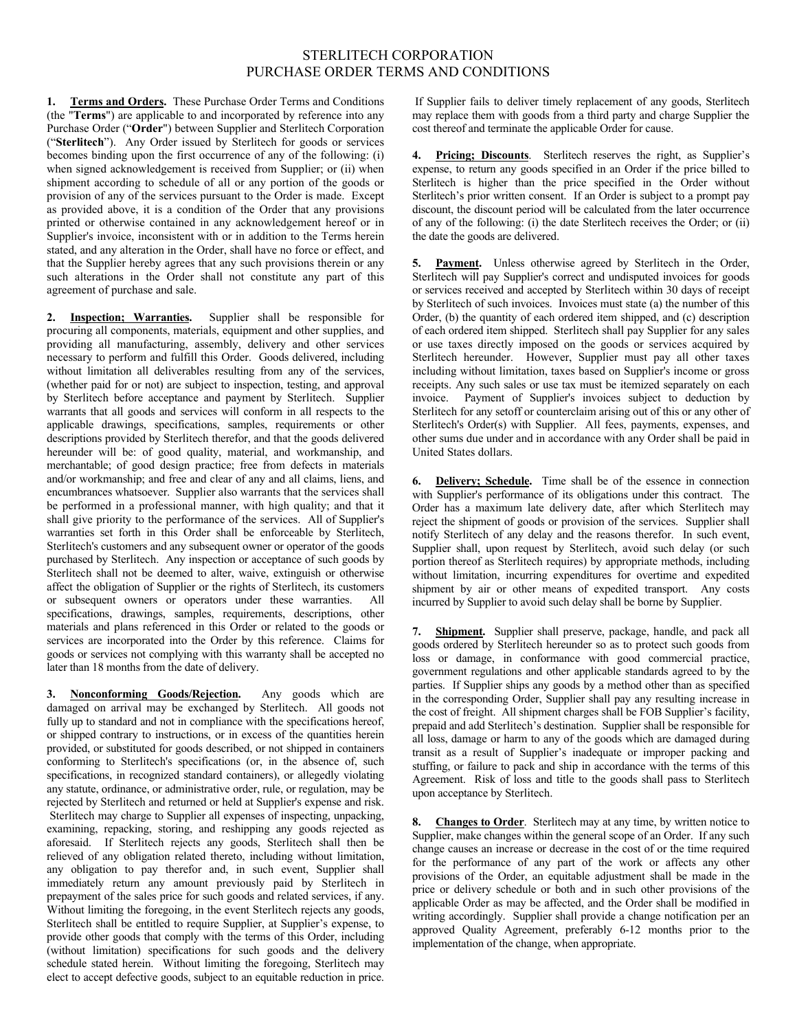# STERLITECH CORPORATION
# PURCHASE ORDER TERMS AND CONDITIONS

**1. Terms and Orders.** These Purchase Order Terms and Conditions (the "**Terms**") are applicable to and incorporated by reference into any Purchase Order ("**Order**") between Supplier and Sterlitech Corporation ("**Sterlitech**"). Any Order issued by Sterlitech for goods or services becomes binding upon the first occurrence of any of the following: (i) when signed acknowledgement is received from Supplier; or (ii) when shipment according to schedule of all or any portion of the goods or provision of any of the services pursuant to the Order is made. Except as provided above, it is a condition of the Order that any provisions printed or otherwise contained in any acknowledgement hereof or in Supplier's invoice, inconsistent with or in addition to the Terms herein stated, and any alteration in the Order, shall have no force or effect, and that the Supplier hereby agrees that any such provisions therein or any such alterations in the Order shall not constitute any part of this agreement of purchase and sale.

**2. Inspection; Warranties.** Supplier shall be responsible for procuring all components, materials, equipment and other supplies, and providing all manufacturing, assembly, delivery and other services necessary to perform and fulfill this Order. Goods delivered, including without limitation all deliverables resulting from any of the services, (whether paid for or not) are subject to inspection, testing, and approval by Sterlitech before acceptance and payment by Sterlitech. Supplier warrants that all goods and services will conform in all respects to the applicable drawings, specifications, samples, requirements or other descriptions provided by Sterlitech therefor, and that the goods delivered hereunder will be: of good quality, material, and workmanship, and merchantable; of good design practice; free from defects in materials and/or workmanship; and free and clear of any and all claims, liens, and encumbrances whatsoever. Supplier also warrants that the services shall be performed in a professional manner, with high quality; and that it shall give priority to the performance of the services. All of Supplier's warranties set forth in this Order shall be enforceable by Sterlitech, Sterlitech's customers and any subsequent owner or operator of the goods purchased by Sterlitech. Any inspection or acceptance of such goods by Sterlitech shall not be deemed to alter, waive, extinguish or otherwise affect the obligation of Supplier or the rights of Sterlitech, its customers or subsequent owners or operators under these warranties. All specifications, drawings, samples, requirements, descriptions, other materials and plans referenced in this Order or related to the goods or services are incorporated into the Order by this reference. Claims for goods or services not complying with this warranty shall be accepted no later than 18 months from the date of delivery.

**3. Nonconforming Goods/Rejection.** Any goods which are damaged on arrival may be exchanged by Sterlitech. All goods not fully up to standard and not in compliance with the specifications hereof, or shipped contrary to instructions, or in excess of the quantities herein provided, or substituted for goods described, or not shipped in containers conforming to Sterlitech's specifications (or, in the absence of, such specifications, in recognized standard containers), or allegedly violating any statute, ordinance, or administrative order, rule, or regulation, may be rejected by Sterlitech and returned or held at Supplier's expense and risk. Sterlitech may charge to Supplier all expenses of inspecting, unpacking, examining, repacking, storing, and reshipping any goods rejected as aforesaid. If Sterlitech rejects any goods, Sterlitech shall then be relieved of any obligation related thereto, including without limitation, any obligation to pay therefor and, in such event, Supplier shall immediately return any amount previously paid by Sterlitech in prepayment of the sales price for such goods and related services, if any. Without limiting the foregoing, in the event Sterlitech rejects any goods, Sterlitech shall be entitled to require Supplier, at Supplier's expense, to provide other goods that comply with the terms of this Order, including (without limitation) specifications for such goods and the delivery schedule stated herein. Without limiting the foregoing, Sterlitech may elect to accept defective goods, subject to an equitable reduction in price. If Supplier fails to deliver timely replacement of any goods, Sterlitech may replace them with goods from a third party and charge Supplier the cost thereof and terminate the applicable Order for cause.

**4. Pricing; Discounts**. Sterlitech reserves the right, as Supplier's expense, to return any goods specified in an Order if the price billed to Sterlitech is higher than the price specified in the Order without Sterlitech's prior written consent. If an Order is subject to a prompt pay discount, the discount period will be calculated from the later occurrence of any of the following: (i) the date Sterlitech receives the Order; or (ii) the date the goods are delivered.

**5. Payment.** Unless otherwise agreed by Sterlitech in the Order, Sterlitech will pay Supplier's correct and undisputed invoices for goods or services received and accepted by Sterlitech within 30 days of receipt by Sterlitech of such invoices. Invoices must state (a) the number of this Order, (b) the quantity of each ordered item shipped, and (c) description of each ordered item shipped. Sterlitech shall pay Supplier for any sales or use taxes directly imposed on the goods or services acquired by Sterlitech hereunder. However, Supplier must pay all other taxes including without limitation, taxes based on Supplier's income or gross receipts. Any such sales or use tax must be itemized separately on each invoice. Payment of Supplier's invoices subject to deduction by Sterlitech for any setoff or counterclaim arising out of this or any other of Sterlitech's Order(s) with Supplier. All fees, payments, expenses, and other sums due under and in accordance with any Order shall be paid in United States dollars.

**6. Delivery; Schedule.** Time shall be of the essence in connection with Supplier's performance of its obligations under this contract. The Order has a maximum late delivery date, after which Sterlitech may reject the shipment of goods or provision of the services. Supplier shall notify Sterlitech of any delay and the reasons therefor. In such event, Supplier shall, upon request by Sterlitech, avoid such delay (or such portion thereof as Sterlitech requires) by appropriate methods, including without limitation, incurring expenditures for overtime and expedited shipment by air or other means of expedited transport. Any costs incurred by Supplier to avoid such delay shall be borne by Supplier.

**7. Shipment.** Supplier shall preserve, package, handle, and pack all goods ordered by Sterlitech hereunder so as to protect such goods from loss or damage, in conformance with good commercial practice, government regulations and other applicable standards agreed to by the parties. If Supplier ships any goods by a method other than as specified in the corresponding Order, Supplier shall pay any resulting increase in the cost of freight. All shipment charges shall be FOB Supplier's facility, prepaid and add Sterlitech's destination. Supplier shall be responsible for all loss, damage or harm to any of the goods which are damaged during transit as a result of Supplier's inadequate or improper packing and stuffing, or failure to pack and ship in accordance with the terms of this Agreement. Risk of loss and title to the goods shall pass to Sterlitech upon acceptance by Sterlitech.

**8. Changes to Order**. Sterlitech may at any time, by written notice to Supplier, make changes within the general scope of an Order. If any such change causes an increase or decrease in the cost of or the time required for the performance of any part of the work or affects any other provisions of the Order, an equitable adjustment shall be made in the price or delivery schedule or both and in such other provisions of the applicable Order as may be affected, and the Order shall be modified in writing accordingly. Supplier shall provide a change notification per an approved Quality Agreement, preferably 6-12 months prior to the implementation of the change, when appropriate.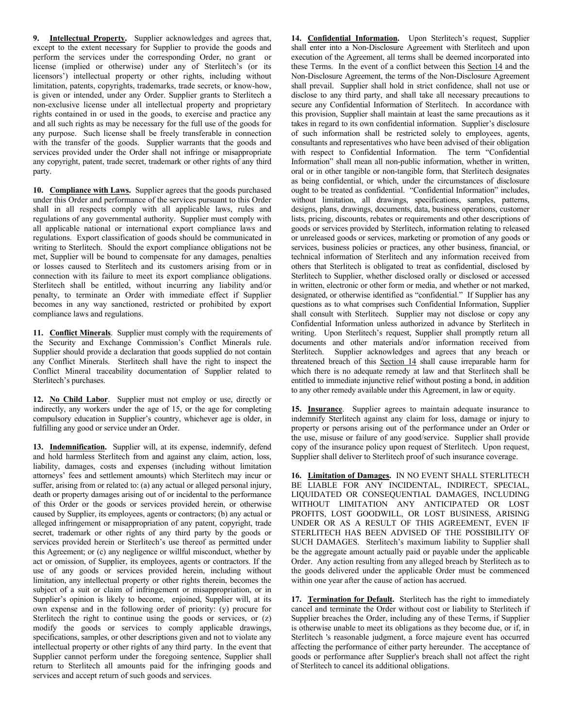**9. Intellectual Property.** Supplier acknowledges and agrees that, except to the extent necessary for Supplier to provide the goods and perform the services under the corresponding Order, no grant or license (implied or otherwise) under any of Sterlitech's (or its licensors') intellectual property or other rights, including without limitation, patents, copyrights, trademarks, trade secrets, or know-how, is given or intended, under any Order. Supplier grants to Sterlitech a non-exclusive license under all intellectual property and proprietary rights contained in or used in the goods, to exercise and practice any and all such rights as may be necessary for the full use of the goods for any purpose. Such license shall be freely transferable in connection with the transfer of the goods. Supplier warrants that the goods and services provided under the Order shall not infringe or misappropriate any copyright, patent, trade secret, trademark or other rights of any third party.

**10. Compliance with Laws.** Supplier agrees that the goods purchased under this Order and performance of the services pursuant to this Order shall in all respects comply with all applicable laws, rules and regulations of any governmental authority. Supplier must comply with all applicable national or international export compliance laws and regulations. Export classification of goods should be communicated in writing to Sterlitech. Should the export compliance obligations not be met, Supplier will be bound to compensate for any damages, penalties or losses caused to Sterlitech and its customers arising from or in connection with its failure to meet its export compliance obligations. Sterlitech shall be entitled, without incurring any liability and/or penalty, to terminate an Order with immediate effect if Supplier becomes in any way sanctioned, restricted or prohibited by export compliance laws and regulations.

**11. Conflict Minerals**. Supplier must comply with the requirements of the Security and Exchange Commission's Conflict Minerals rule. Supplier should provide a declaration that goods supplied do not contain any Conflict Minerals. Sterlitech shall have the right to inspect the Conflict Mineral traceability documentation of Supplier related to Sterlitech's purchases.

**12. No Child Labor**. Supplier must not employ or use, directly or indirectly, any workers under the age of 15, or the age for completing compulsory education in Supplier's country, whichever age is older, in fulfilling any good or service under an Order.

**13. Indemnification.** Supplier will, at its expense, indemnify, defend and hold harmless Sterlitech from and against any claim, action, loss, liability, damages, costs and expenses (including without limitation attorneys' fees and settlement amounts) which Sterlitech may incur or suffer, arising from or related to: (a) any actual or alleged personal injury, death or property damages arising out of or incidental to the performance of this Order or the goods or services provided herein, or otherwise caused by Supplier, its employees, agents or contractors; (b) any actual or alleged infringement or misappropriation of any patent, copyright, trade secret, trademark or other rights of any third party by the goods or services provided herein or Sterlitech's use thereof as permitted under this Agreement; or (c) any negligence or willful misconduct, whether by act or omission, of Supplier, its employees, agents or contractors. If the use of any goods or services provided herein, including without limitation, any intellectual property or other rights therein, becomes the subject of a suit or claim of infringement or misappropriation, or in Supplier's opinion is likely to become, enjoined, Supplier will, at its own expense and in the following order of priority: (y) procure for Sterlitech the right to continue using the goods or services, or (z) modify the goods or services to comply applicable drawings, specifications, samples, or other descriptions given and not to violate any intellectual property or other rights of any third party. In the event that Supplier cannot perform under the foregoing sentence, Supplier shall return to Sterlitech all amounts paid for the infringing goods and services and accept return of such goods and services.

**14. Confidential Information.** Upon Sterlitech's request, Supplier shall enter into a Non-Disclosure Agreement with Sterlitech and upon execution of the Agreement, all terms shall be deemed incorporated into these Terms. In the event of a conflict between this Section 14 and the Non-Disclosure Agreement, the terms of the Non-Disclosure Agreement shall prevail. Supplier shall hold in strict confidence, shall not use or disclose to any third party, and shall take all necessary precautions to secure any Confidential Information of Sterlitech. In accordance with this provision, Supplier shall maintain at least the same precautions as it takes in regard to its own confidential information. Supplier's disclosure of such information shall be restricted solely to employees, agents, consultants and representatives who have been advised of their obligation with respect to Confidential Information. The term "Confidential Information" shall mean all non-public information, whether in written, oral or in other tangible or non-tangible form, that Sterlitech designates as being confidential, or which, under the circumstances of disclosure ought to be treated as confidential. "Confidential Information" includes, without limitation, all drawings, specifications, samples, patterns, designs, plans, drawings, documents, data, business operations, customer lists, pricing, discounts, rebates or requirements and other descriptions of goods or services provided by Sterlitech, information relating to released or unreleased goods or services, marketing or promotion of any goods or services, business policies or practices, any other business, financial, or technical information of Sterlitech and any information received from others that Sterlitech is obligated to treat as confidential, disclosed by Sterlitech to Supplier, whether disclosed orally or disclosed or accessed in written, electronic or other form or media, and whether or not marked, designated, or otherwise identified as "confidential." If Supplier has any questions as to what comprises such Confidential Information, Supplier shall consult with Sterlitech. Supplier may not disclose or copy any Confidential Information unless authorized in advance by Sterlitech in writing. Upon Sterlitech's request, Supplier shall promptly return all documents and other materials and/or information received from Sterlitech. Supplier acknowledges and agrees that any breach or threatened breach of this Section 14 shall cause irreparable harm for which there is no adequate remedy at law and that Sterlitech shall be entitled to immediate injunctive relief without posting a bond, in addition to any other remedy available under this Agreement, in law or equity.

**15. Insurance**. Supplier agrees to maintain adequate insurance to indemnify Sterlitech against any claim for loss, damage or injury to property or persons arising out of the performance under an Order or the use, misuse or failure of any good/service. Supplier shall provide copy of the insurance policy upon request of Sterlitech. Upon request, Supplier shall deliver to Sterlitech proof of such insurance coverage.

**16. Limitation of Damages.** IN NO EVENT SHALL STERLITECH BE LIABLE FOR ANY INCIDENTAL, INDIRECT, SPECIAL, LIQUIDATED OR CONSEQUENTIAL DAMAGES, INCLUDING WITHOUT LIMITATION ANY ANTICIPATED OR LOST PROFITS, LOST GOODWILL, OR LOST BUSINESS, ARISING UNDER OR AS A RESULT OF THIS AGREEMENT, EVEN IF STERLITECH HAS BEEN ADVISED OF THE POSSIBILITY OF SUCH DAMAGES. Sterlitech's maximum liability to Supplier shall be the aggregate amount actually paid or payable under the applicable Order. Any action resulting from any alleged breach by Sterlitech as to the goods delivered under the applicable Order must be commenced within one year after the cause of action has accrued.

**17. Termination for Default.** Sterlitech has the right to immediately cancel and terminate the Order without cost or liability to Sterlitech if Supplier breaches the Order, including any of these Terms, if Supplier is otherwise unable to meet its obligations as they become due, or if, in Sterlitech 's reasonable judgment, a force majeure event has occurred affecting the performance of either party hereunder. The acceptance of goods or performance after Supplier's breach shall not affect the right of Sterlitech to cancel its additional obligations.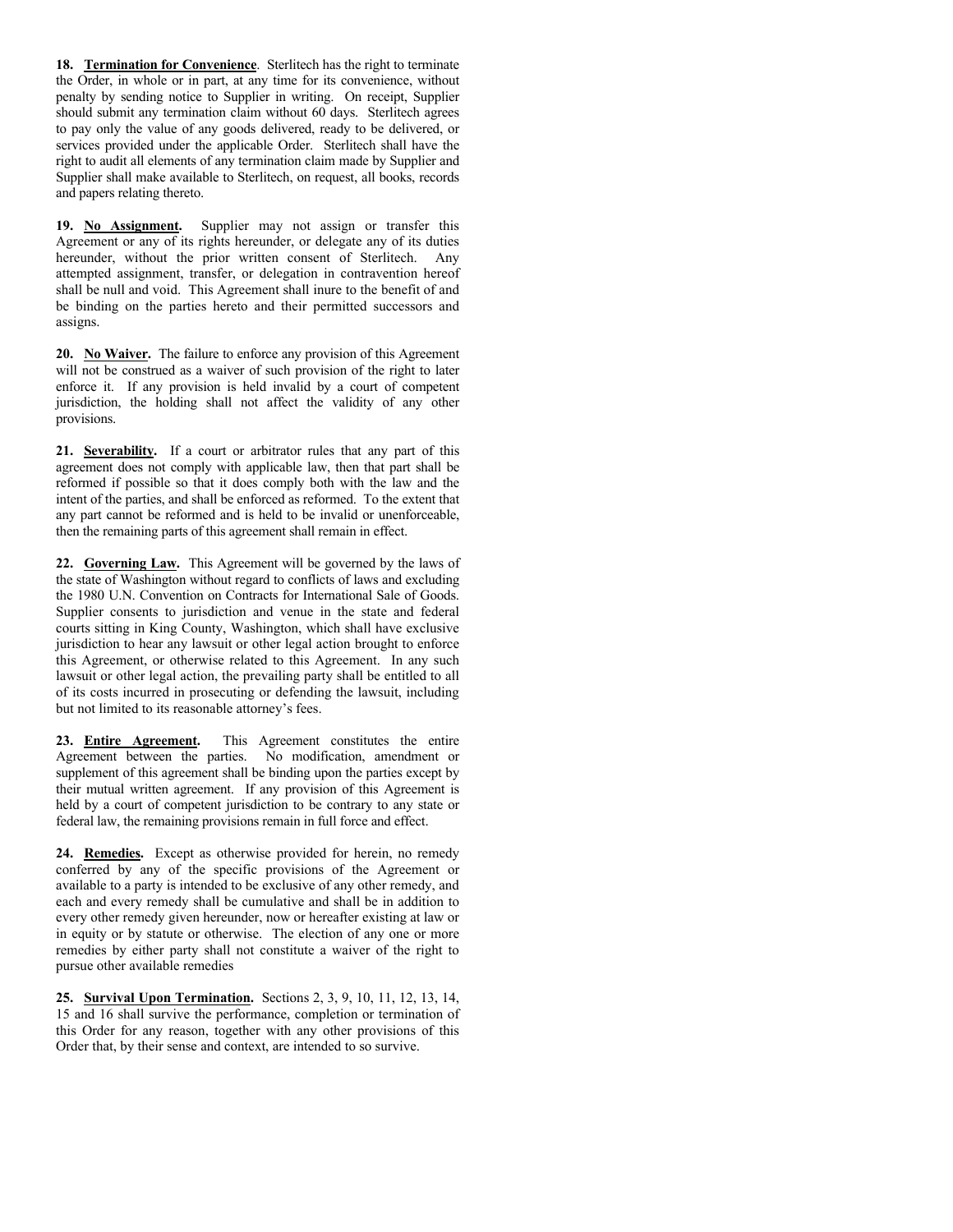**18. <u>Termination for Convenience</u>**. Sterlitech has the right to terminate the Order, in whole or in part, at any time for its convenience, without penalty by sending notice to Supplier in writing. On receipt, Supplier should submit any termination claim without 60 days. Sterlitech agrees to pay only the value of any goods delivered, ready to be delivered, or services provided under the applicable Order. Sterlitech shall have the right to audit all elements of any termination claim made by Supplier and Supplier shall make available to Sterlitech, on request, all books, records and papers relating thereto.

**19. <u>No Assignment</u>.** Supplier may not assign or transfer this Agreement or any of its rights hereunder, or delegate any of its duties hereunder, without the prior written consent of Sterlitech. Any attempted assignment, transfer, or delegation in contravention hereof shall be null and void. This Agreement shall inure to the benefit of and be binding on the parties hereto and their permitted successors and assigns.

**20. <u>No Waiver</u>.** The failure to enforce any provision of this Agreement will not be construed as a waiver of such provision of the right to later enforce it. If any provision is held invalid by a court of competent jurisdiction, the holding shall not affect the validity of any other provisions.

**21. <u>Severability</u>.** If a court or arbitrator rules that any part of this agreement does not comply with applicable law, then that part shall be reformed if possible so that it does comply both with the law and the intent of the parties, and shall be enforced as reformed. To the extent that any part cannot be reformed and is held to be invalid or unenforceable, then the remaining parts of this agreement shall remain in effect.

**22. <u>Governing Law</u>.** This Agreement will be governed by the laws of the state of Washington without regard to conflicts of laws and excluding the 1980 U.N. Convention on Contracts for International Sale of Goods. Supplier consents to jurisdiction and venue in the state and federal courts sitting in King County, Washington, which shall have exclusive jurisdiction to hear any lawsuit or other legal action brought to enforce this Agreement, or otherwise related to this Agreement. In any such lawsuit or other legal action, the prevailing party shall be entitled to all of its costs incurred in prosecuting or defending the lawsuit, including but not limited to its reasonable attorney's fees.

**23. <u>Entire Agreement</u>.** This Agreement constitutes the entire Agreement between the parties. No modification, amendment or supplement of this agreement shall be binding upon the parties except by their mutual written agreement. If any provision of this Agreement is held by a court of competent jurisdiction to be contrary to any state or federal law, the remaining provisions remain in full force and effect.

**24. <u>Remedies</u>.** Except as otherwise provided for herein, no remedy conferred by any of the specific provisions of the Agreement or available to a party is intended to be exclusive of any other remedy, and each and every remedy shall be cumulative and shall be in addition to every other remedy given hereunder, now or hereafter existing at law or in equity or by statute or otherwise. The election of any one or more remedies by either party shall not constitute a waiver of the right to pursue other available remedies

**25. <u>Survival Upon Termination</u>.** Sections 2, 3, 9, 10, 11, 12, 13, 14, 15 and 16 shall survive the performance, completion or termination of this Order for any reason, together with any other provisions of this Order that, by their sense and context, are intended to so survive.